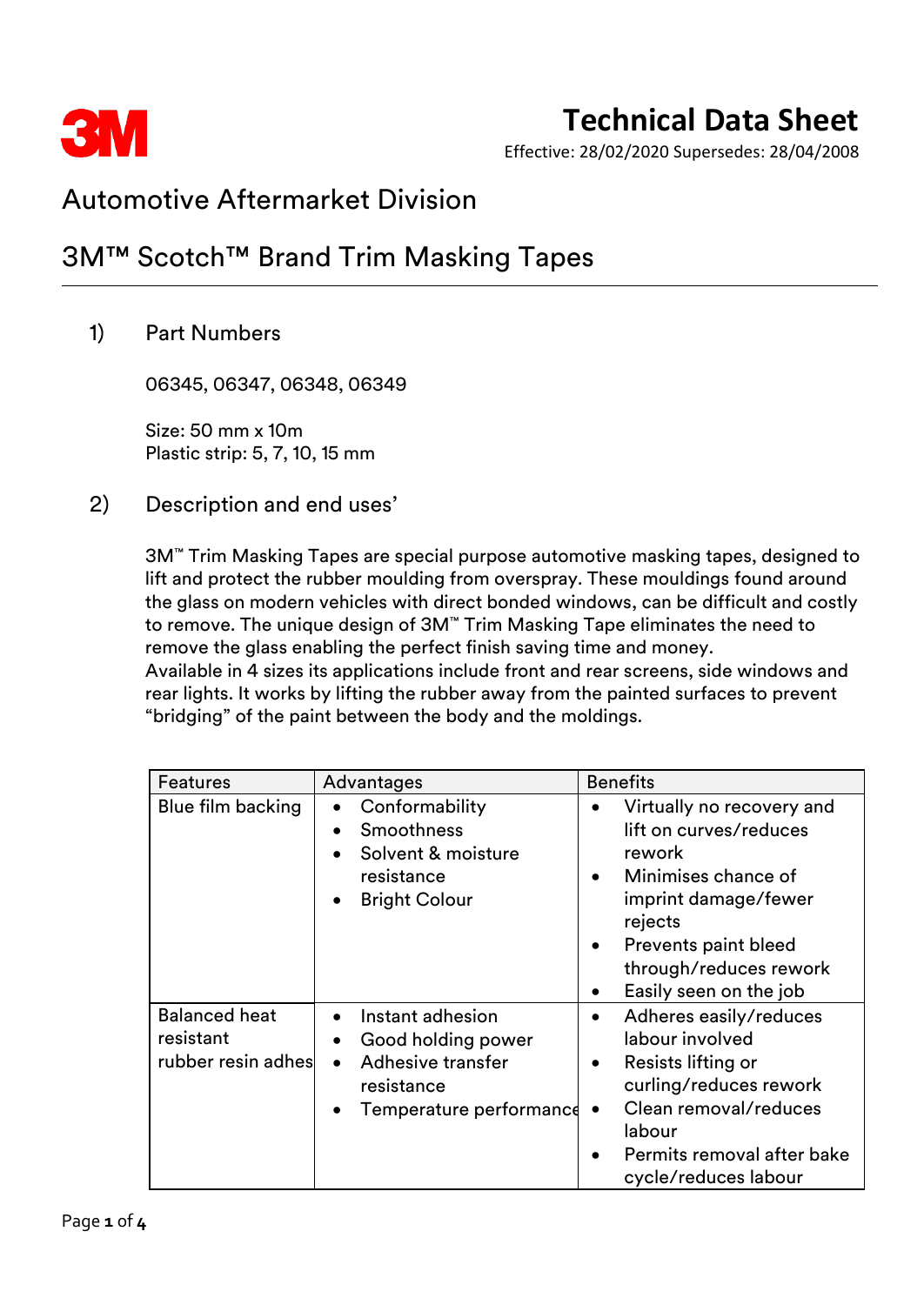# Technical Data Sheet

Effective: 28/02/2020 Supersedes: 28/04/2008

## Automotive Aftermarket Division

## 3M™ Scotch™ Brand Trim Masking Tapes

### 1) Part Numbers

06345, 06347, 06348, 06349

Size: 50 mm x 10m
Plastic strip: 5, 7, 10, 15 mm

### 2) Description and end uses'

3M™ Trim Masking Tapes are special purpose automotive masking tapes, designed to lift and protect the rubber moulding from overspray. These mouldings found around the glass on modern vehicles with direct bonded windows, can be difficult and costly to remove. The unique design of 3M™ Trim Masking Tape eliminates the need to remove the glass enabling the perfect finish saving time and money.
Available in 4 sizes its applications include front and rear screens, side windows and rear lights. It works by lifting the rubber away from the painted surfaces to prevent "bridging" of the paint between the body and the moldings.

| Features | Advantages | Benefits |
| --- | --- | --- |
| Blue film backing | • Conformability<br>• Smoothness<br>• Solvent & moisture resistance<br>• Bright Colour | • Virtually no recovery and lift on curves/reduces rework<br>• Minimises chance of imprint damage/fewer rejects<br>• Prevents paint bleed through/reduces rework<br>• Easily seen on the job |
| Balanced heat resistant rubber resin adhes | • Instant adhesion<br>• Good holding power<br>• Adhesive transfer resistance<br>• Temperature performance | • Adheres easily/reduces labour involved<br>• Resists lifting or curling/reduces rework<br>• Clean removal/reduces labour<br>• Permits removal after bake cycle/reduces labour |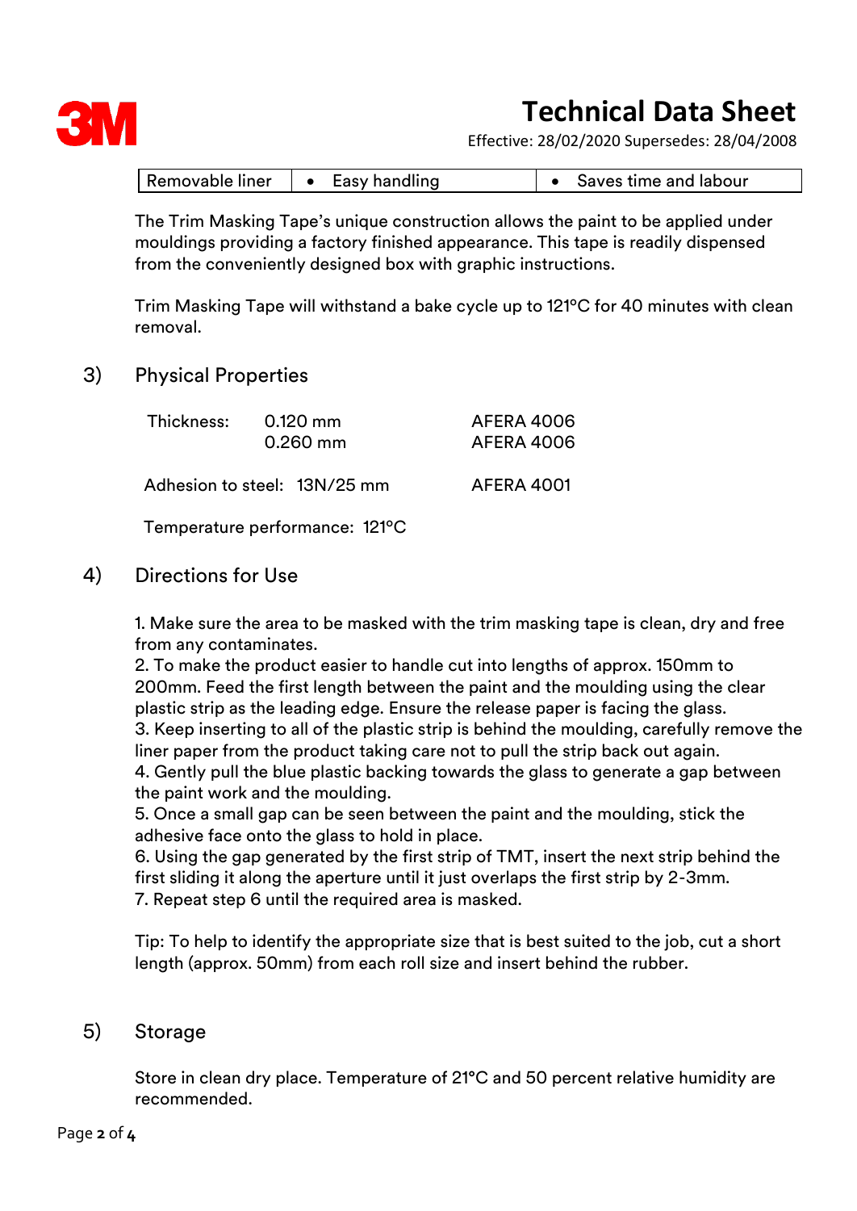# Technical Data Sheet

Effective: 28/02/2020 Supersedes: 28/04/2008

| Removable liner | • Easy handling | • Saves time and labour |
|---|---|---|

The Trim Masking Tape's unique construction allows the paint to be applied under mouldings providing a factory finished appearance. This tape is readily dispensed from the conveniently designed box with graphic instructions.

Trim Masking Tape will withstand a bake cycle up to 121°C for 40 minutes with clean removal.

## 3) Physical Properties

| | | |
|---|---|---|
| Thickness: | 0.120 mm | AFERA 4006 |
| | 0.260 mm | AFERA 4006 |
| Adhesion to steel: | 13N/25 mm | AFERA 4001 |
| Temperature performance: | 121°C | |

## 4) Directions for Use

1. Make sure the area to be masked with the trim masking tape is clean, dry and free from any contaminates.
2. To make the product easier to handle cut into lengths of approx. 150mm to 200mm. Feed the first length between the paint and the moulding using the clear plastic strip as the leading edge. Ensure the release paper is facing the glass.
3. Keep inserting to all of the plastic strip is behind the moulding, carefully remove the liner paper from the product taking care not to pull the strip back out again.
4. Gently pull the blue plastic backing towards the glass to generate a gap between the paint work and the moulding.
5. Once a small gap can be seen between the paint and the moulding, stick the adhesive face onto the glass to hold in place.
6. Using the gap generated by the first strip of TMT, insert the next strip behind the first sliding it along the aperture until it just overlaps the first strip by 2-3mm.
7. Repeat step 6 until the required area is masked.

Tip: To help to identify the appropriate size that is best suited to the job, cut a short length (approx. 50mm) from each roll size and insert behind the rubber.

## 5) Storage

Store in clean dry place. Temperature of 21°C and 50 percent relative humidity are recommended.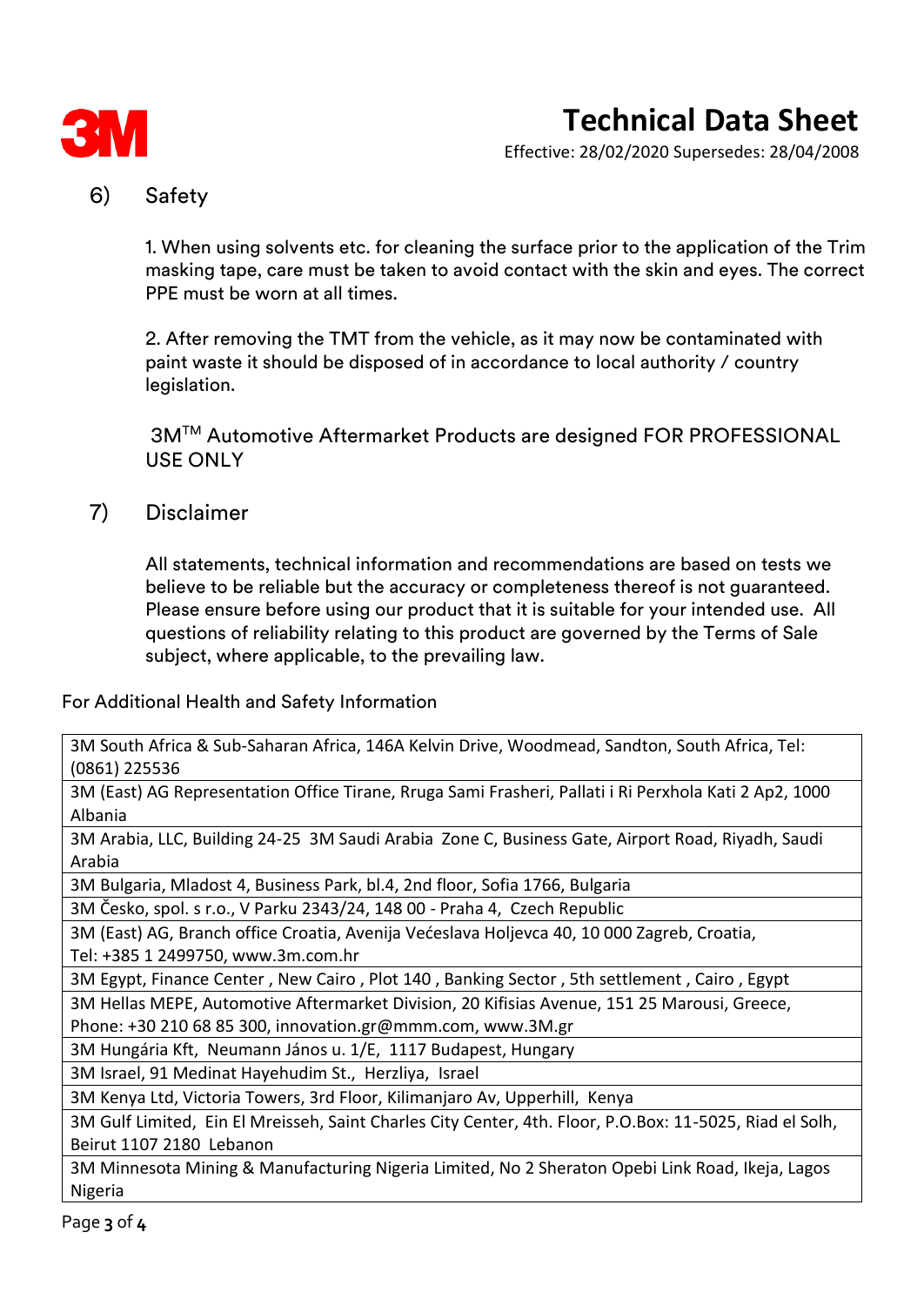## 6) Safety

1. When using solvents etc. for cleaning the surface prior to the application of the Trim masking tape, care must be taken to avoid contact with the skin and eyes. The correct PPE must be worn at all times.

2. After removing the TMT from the vehicle, as it may now be contaminated with paint waste it should be disposed of in accordance to local authority / country legislation.

3M™ Automotive Aftermarket Products are designed FOR PROFESSIONAL USE ONLY

## 7) Disclaimer

All statements, technical information and recommendations are based on tests we believe to be reliable but the accuracy or completeness thereof is not guaranteed. Please ensure before using our product that it is suitable for your intended use. All questions of reliability relating to this product are governed by the Terms of Sale subject, where applicable, to the prevailing law.

For Additional Health and Safety Information

| |
|---|
| 3M South Africa & Sub-Saharan Africa, 146A Kelvin Drive, Woodmead, Sandton, South Africa, Tel: (0861) 225536 |
| 3M (East) AG Representation Office Tirane, Rruga Sami Frasheri, Pallati i Ri Perxhola Kati 2 Ap2, 1000 Albania |
| 3M Arabia, LLC, Building 24-25 3M Saudi Arabia Zone C, Business Gate, Airport Road, Riyadh, Saudi Arabia |
| 3M Bulgaria, Mladost 4, Business Park, bl.4, 2nd floor, Sofia 1766, Bulgaria |
| 3M Česko, spol. s r.o., V Parku 2343/24, 148 00 - Praha 4, Czech Republic |
| 3M (East) AG, Branch office Croatia, Avenija Većeslava Holjevca 40, 10 000 Zagreb, Croatia, Tel: +385 1 2499750, www.3m.com.hr |
| 3M Egypt, Finance Center , New Cairo , Plot 140 , Banking Sector , 5th settlement , Cairo , Egypt |
| 3M Hellas MEPE, Automotive Aftermarket Division, 20 Kifisias Avenue, 151 25 Marousi, Greece, Phone: +30 210 68 85 300, innovation.gr@mmm.com, www.3M.gr |
| 3M Hungária Kft, Neumann János u. 1/E, 1117 Budapest, Hungary |
| 3M Israel, 91 Medinat Hayehudim St., Herzliya, Israel |
| 3M Kenya Ltd, Victoria Towers, 3rd Floor, Kilimanjaro Av, Upperhill, Kenya |
| 3M Gulf Limited, Ein El Mreisseh, Saint Charles City Center, 4th. Floor, P.O.Box: 11-5025, Riad el Solh, Beirut 1107 2180 Lebanon |
| 3M Minnesota Mining & Manufacturing Nigeria Limited, No 2 Sheraton Opebi Link Road, Ikeja, Lagos Nigeria |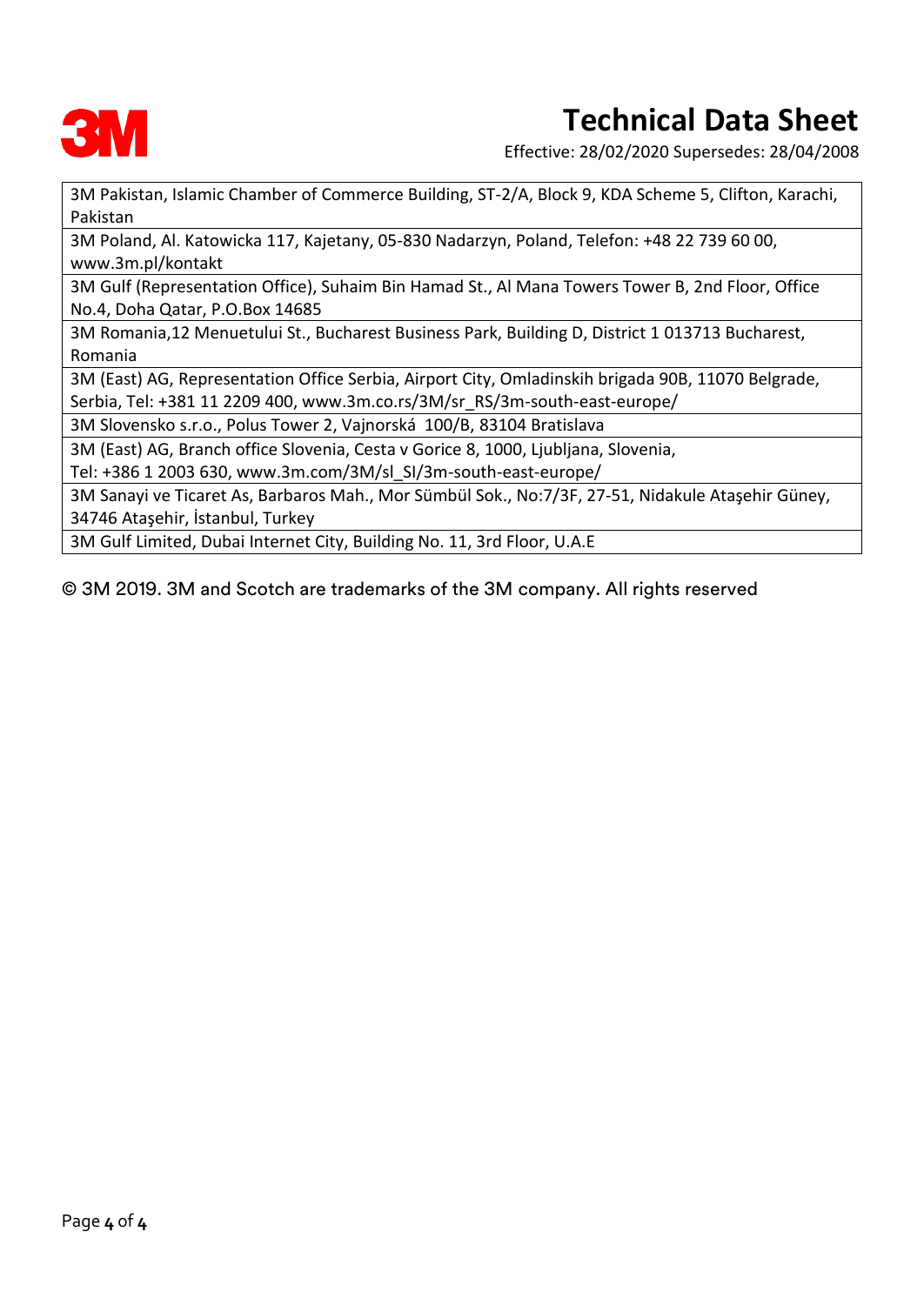| |
|---|
| 3M Pakistan, Islamic Chamber of Commerce Building, ST-2/A, Block 9, KDA Scheme 5, Clifton, Karachi, Pakistan |
| 3M Poland, Al. Katowicka 117, Kajetany, 05-830 Nadarzyn, Poland, Telefon: +48 22 739 60 00, www.3m.pl/kontakt |
| 3M Gulf (Representation Office), Suhaim Bin Hamad St., Al Mana Towers Tower B, 2nd Floor, Office No.4, Doha Qatar, P.O.Box 14685 |
| 3M Romania,12 Menuetului St., Bucharest Business Park, Building D, District 1 013713 Bucharest, Romania |
| 3M (East) AG, Representation Office Serbia, Airport City, Omladinskih brigada 90B, 11070 Belgrade, Serbia, Tel: +381 11 2209 400, www.3m.co.rs/3M/sr_RS/3m-south-east-europe/ |
| 3M Slovensko s.r.o., Polus Tower 2, Vajnorská 100/B, 83104 Bratislava |
| 3M (East) AG, Branch office Slovenia, Cesta v Gorice 8, 1000, Ljubljana, Slovenia, Tel: +386 1 2003 630, www.3m.com/3M/sl_SI/3m-south-east-europe/ |
| 3M Sanayi ve Ticaret As, Barbaros Mah., Mor Sümbül Sok., No:7/3F, 27-51, Nidakule Ataşehir Güney, 34746 Ataşehir, İstanbul, Turkey |
| 3M Gulf Limited, Dubai Internet City, Building No. 11, 3rd Floor, U.A.E |

© 3M 2019. 3M and Scotch are trademarks of the 3M company. All rights reserved